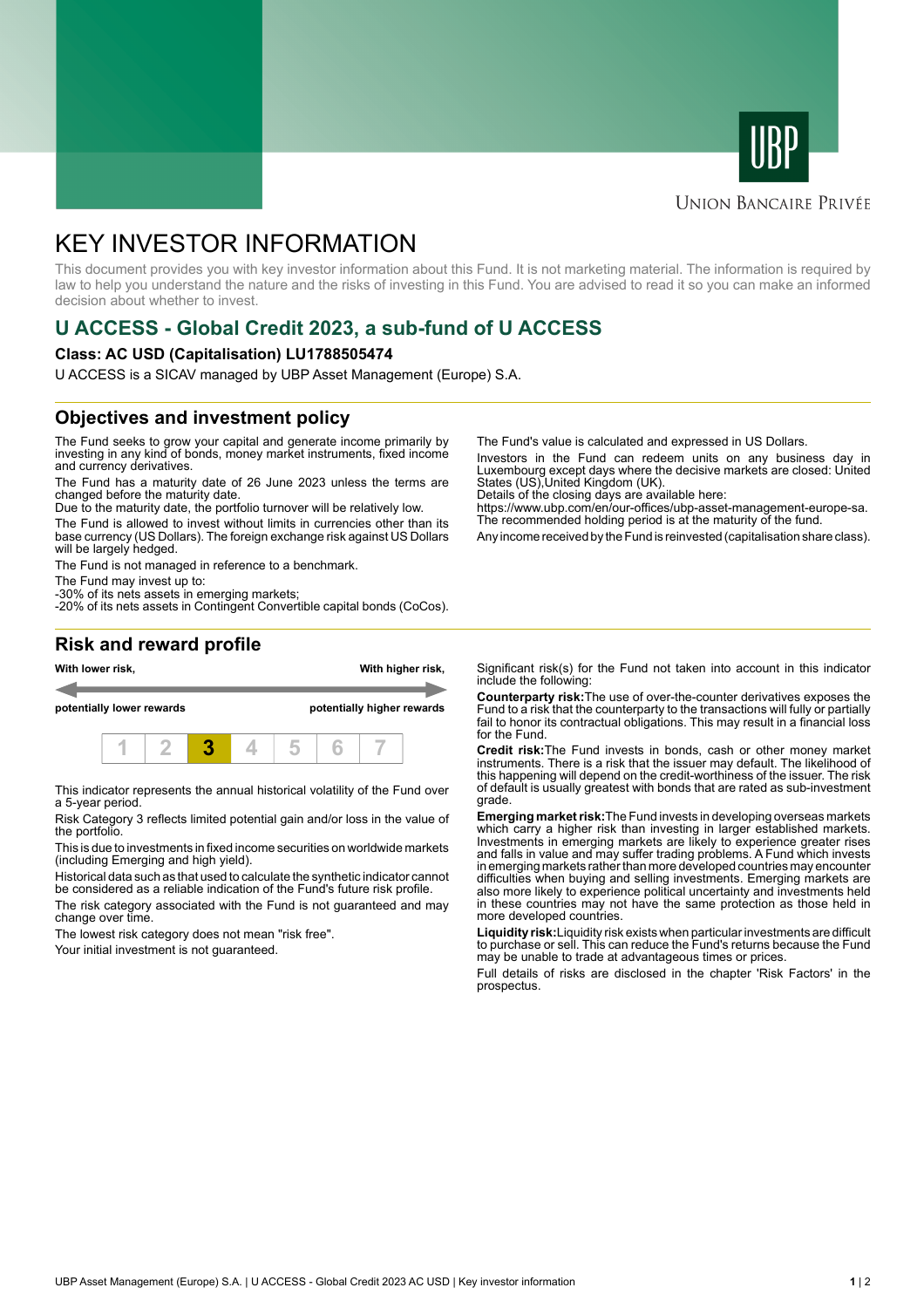# KEY INVESTOR INFORMATION

This document provides you with key investor information about this Fund. It is not marketing material. The information is required by law to help you understand the nature and the risks of investing in this Fund. You are advised to read it so you can make an informed decision about whether to invest.

## U ACCESS - Global Credit 2023, a sub-fund of U ACCESS

**Class: AC USD (Capitalisation) LU1788505474**

U ACCESS is a SICAV managed by UBP Asset Management (Europe) S.A.

## Objectives and investment policy

The Fund seeks to grow your capital and generate income primarily by investing in any kind of bonds, money market instruments, fixed income and currency derivatives.

The Fund has a maturity date of 26 June 2023 unless the terms are changed before the maturity date.

Due to the maturity date, the portfolio turnover will be relatively low.

The Fund is allowed to invest without limits in currencies other than its base currency (US Dollars). The foreign exchange risk against US Dollars will be largely hedged.

The Fund is not managed in reference to a benchmark.

The Fund may invest up to:
-30% of its nets assets in emerging markets;
-20% of its nets assets in Contingent Convertible capital bonds (CoCos).

The Fund's value is calculated and expressed in US Dollars.

Investors in the Fund can redeem units on any business day in Luxembourg except days where the decisive markets are closed: United States (US),United Kingdom (UK).
Details of the closing days are available here:
https://www.ubp.com/en/our-offices/ubp-asset-management-europe-sa.
The recommended holding period is at the maturity of the fund.

Any income received by the Fund is reinvested (capitalisation share class).

## Risk and reward profile

**With lower risk,** **With higher risk,**

**potentially lower rewards** **potentially higher rewards**

| 1 | 2 | **3** | 4 | 5 | 6 | 7 |
|---|---|---|---|---|---|---|

This indicator represents the annual historical volatility of the Fund over a 5-year period.

Risk Category 3 reflects limited potential gain and/or loss in the value of the portfolio.

This is due to investments in fixed income securities on worldwide markets (including Emerging and high yield).

Historical data such as that used to calculate the synthetic indicator cannot be considered as a reliable indication of the Fund's future risk profile.

The risk category associated with the Fund is not guaranteed and may change over time.

The lowest risk category does not mean "risk free".

Your initial investment is not guaranteed.

Significant risk(s) for the Fund not taken into account in this indicator include the following:

**Counterparty risk:** The use of over-the-counter derivatives exposes the Fund to a risk that the counterparty to the transactions will fully or partially fail to honor its contractual obligations. This may result in a financial loss for the Fund.

**Credit risk:** The Fund invests in bonds, cash or other money market instruments. There is a risk that the issuer may default. The likelihood of this happening will depend on the credit-worthiness of the issuer. The risk of default is usually greatest with bonds that are rated as sub-investment grade.

**Emerging market risk:** The Fund invests in developing overseas markets which carry a higher risk than investing in larger established markets. Investments in emerging markets are likely to experience greater rises and falls in value and may suffer trading problems. A Fund which invests in emerging markets rather than more developed countries may encounter difficulties when buying and selling investments. Emerging markets are also more likely to experience political uncertainty and investments held in these countries may not have the same protection as those held in more developed countries.

**Liquidity risk:** Liquidity risk exists when particular investments are difficult to purchase or sell. This can reduce the Fund's returns because the Fund may be unable to trade at advantageous times or prices.

Full details of risks are disclosed in the chapter 'Risk Factors' in the prospectus.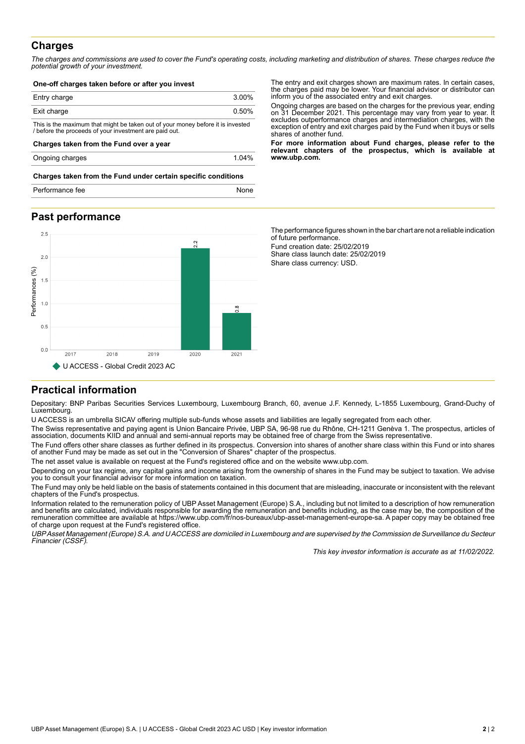## Charges

*The charges and commissions are used to cover the Fund's operating costs, including marketing and distribution of shares. These charges reduce the potential growth of your investment.*

| One-off charges taken before or after you invest | |
|---|---|
| Entry charge | 3.00% |
| Exit charge | 0.50% |

This is the maximum that might be taken out of your money before it is invested / before the proceeds of your investment are paid out.

| Charges taken from the Fund over a year | |
|---|---|
| Ongoing charges | 1.04% |

| Charges taken from the Fund under certain specific conditions | |
|---|---|
| Performance fee | None |

The entry and exit charges shown are maximum rates. In certain cases, the charges paid may be lower. Your financial advisor or distributor can inform you of the associated entry and exit charges.

Ongoing charges are based on the charges for the previous year, ending on 31 December 2021. This percentage may vary from year to year. It excludes outperformance charges and intermediation charges, with the exception of entry and exit charges paid by the Fund when it buys or sells shares of another fund.

**For more information about Fund charges, please refer to the relevant chapters of the prospectus, which is available at www.ubp.com.**

## Past performance

Performances (%)
2.5
2.0
1.5
1.0
0.5
0.0
2017
2018
2019
2020
2021
2.2
0.8
U ACCESS - Global Credit 2023 AC

The performance figures shown in the bar chart are not a reliable indication of future performance.

Fund creation date: 25/02/2019

Share class launch date: 25/02/2019

Share class currency: USD.

## Practical information

Depositary: BNP Paribas Securities Services Luxembourg, Luxembourg Branch, 60, avenue J.F. Kennedy, L-1855 Luxembourg, Grand-Duchy of Luxembourg.

U ACCESS is an umbrella SICAV offering multiple sub-funds whose assets and liabilities are legally segregated from each other.

The Swiss representative and paying agent is Union Bancaire Privée, UBP SA, 96-98 rue du Rhône, CH-1211 Genèva 1. The prospectus, articles of association, documents KIID and annual and semi-annual reports may be obtained free of charge from the Swiss representative.

The Fund offers other share classes as further defined in its prospectus. Conversion into shares of another share class within this Fund or into shares of another Fund may be made as set out in the "Conversion of Shares" chapter of the prospectus.

The net asset value is available on request at the Fund's registered office and on the website www.ubp.com.

Depending on your tax regime, any capital gains and income arising from the ownership of shares in the Fund may be subject to taxation. We advise you to consult your financial advisor for more information on taxation.

The Fund may only be held liable on the basis of statements contained in this document that are misleading, inaccurate or inconsistent with the relevant chapters of the Fund's prospectus.

Information related to the remuneration policy of UBP Asset Management (Europe) S.A., including but not limited to a description of how remuneration and benefits are calculated, individuals responsible for awarding the remuneration and benefits including, as the case may be, the composition of the remuneration committee are available at https://www.ubp.com/fr/nos-bureaux/ubp-asset-management-europe-sa. A paper copy may be obtained free of charge upon request at the Fund's registered office.

*UBP Asset Management (Europe) S.A. and U ACCESS are domiciled in Luxembourg and are supervised by the Commission de Surveillance du Secteur Financier (CSSF).*

*This key investor information is accurate as at 11/02/2022.*